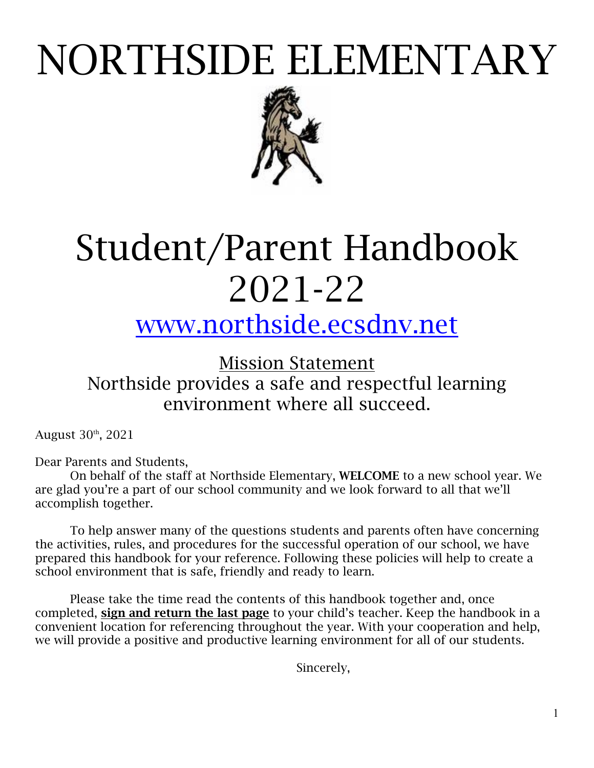# NORTHSIDE ELEMENTARY

# Student/Parent Handbook 2021-22

## [www.northside.ecsdnv.net](http://www.northside.ecsdnv.net)

### Mission Statement

Northside provides a safe and respectful learning environment where all succeed.

August 30th, 2021

Dear Parents and Students,

On behalf of the staff at Northside Elementary, **WELCOME** to a new school year. We are glad you're a part of our school community and we look forward to all that we'll accomplish together.

To help answer many of the questions students and parents often have concerning the activities, rules, and procedures for the successful operation of our school, we have prepared this handbook for your reference. Following these policies will help to create a school environment that is safe, friendly and ready to learn.

Please take the time read the contents of this handbook together and, once completed, **sign and return the last page** to your child's teacher. Keep the handbook in a convenient location for referencing throughout the year. With your cooperation and help, we will provide a positive and productive learning environment for all of our students.

Sincerely,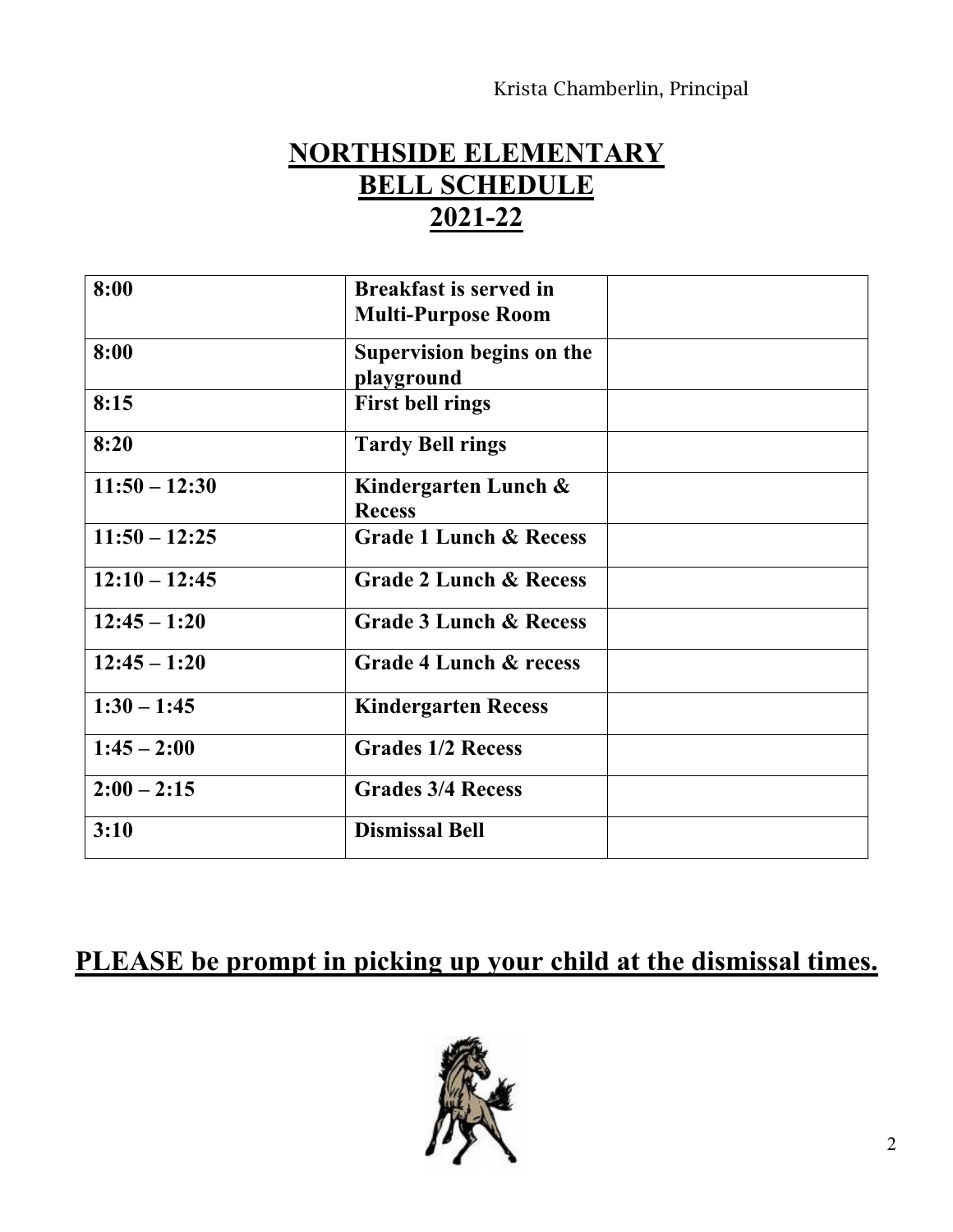Krista Chamberlin, Principal

# NORTHSIDE ELEMENTARY BELL SCHEDULE 2021-22

| | | |
|---|---|---|
| **8:00** | **Breakfast is served in Multi-Purpose Room** | |
| **8:00** | **Supervision begins on the playground** | |
| **8:15** | **First bell rings** | |
| **8:20** | **Tardy Bell rings** | |
| **11:50 – 12:30** | **Kindergarten Lunch & Recess** | |
| **11:50 – 12:25** | **Grade 1 Lunch & Recess** | |
| **12:10 – 12:45** | **Grade 2 Lunch & Recess** | |
| **12:45 – 1:20** | **Grade 3 Lunch & Recess** | |
| **12:45 – 1:20** | **Grade 4 Lunch & recess** | |
| **1:30 – 1:45** | **Kindergarten Recess** | |
| **1:45 – 2:00** | **Grades 1/2 Recess** | |
| **2:00 – 2:15** | **Grades 3/4 Recess** | |
| **3:10** | **Dismissal Bell** | |

## PLEASE be prompt in picking up your child at the dismissal times.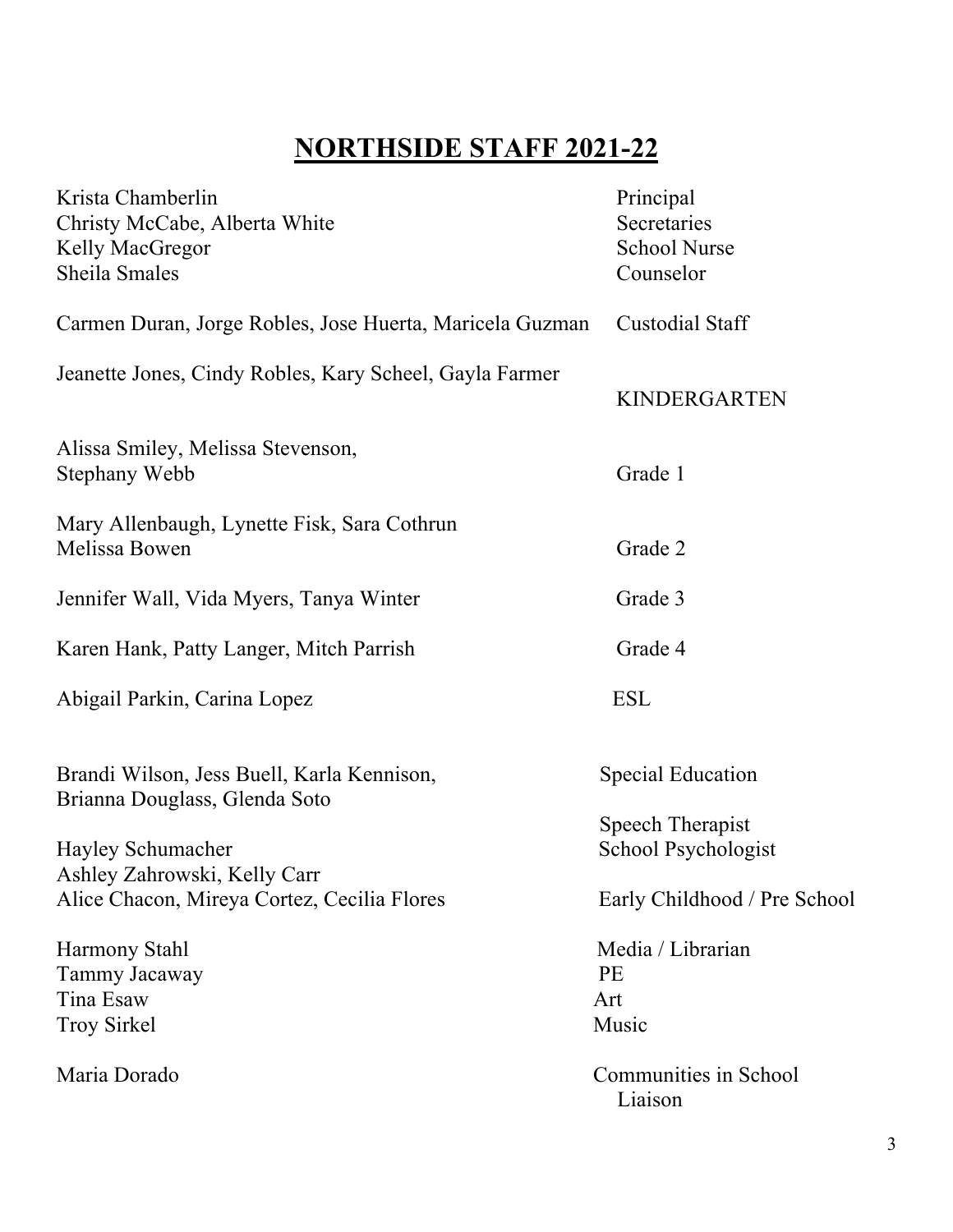# NORTHSIDE STAFF 2021-22

| Name(s) | Position |
|---|---|
| Krista Chamberlin | Principal |
| Christy McCabe, Alberta White | Secretaries |
| Kelly MacGregor | School Nurse |
| Sheila Smales | Counselor |
| Carmen Duran, Jorge Robles, Jose Huerta, Maricela Guzman | Custodial Staff |
| Jeanette Jones, Cindy Robles, Kary Scheel, Gayla Farmer | KINDERGARTEN |
| Alissa Smiley, Melissa Stevenson, Stephany Webb | Grade 1 |
| Mary Allenbaugh, Lynette Fisk, Sara Cothrun Melissa Bowen | Grade 2 |
| Jennifer Wall, Vida Myers, Tanya Winter | Grade 3 |
| Karen Hank, Patty Langer, Mitch Parrish | Grade 4 |
| Abigail Parkin, Carina Lopez | ESL |
| Brandi Wilson, Jess Buell, Karla Kennison, Brianna Douglass, Glenda Soto | Special Education |
| | Speech Therapist |
| Hayley Schumacher | School Psychologist |
| Ashley Zahrowski, Kelly Carr | |
| Alice Chacon, Mireya Cortez, Cecilia Flores | Early Childhood / Pre School |
| Harmony Stahl | Media / Librarian |
| Tammy Jacaway | PE |
| Tina Esaw | Art |
| Troy Sirkel | Music |
| Maria Dorado | Communities in School Liaison |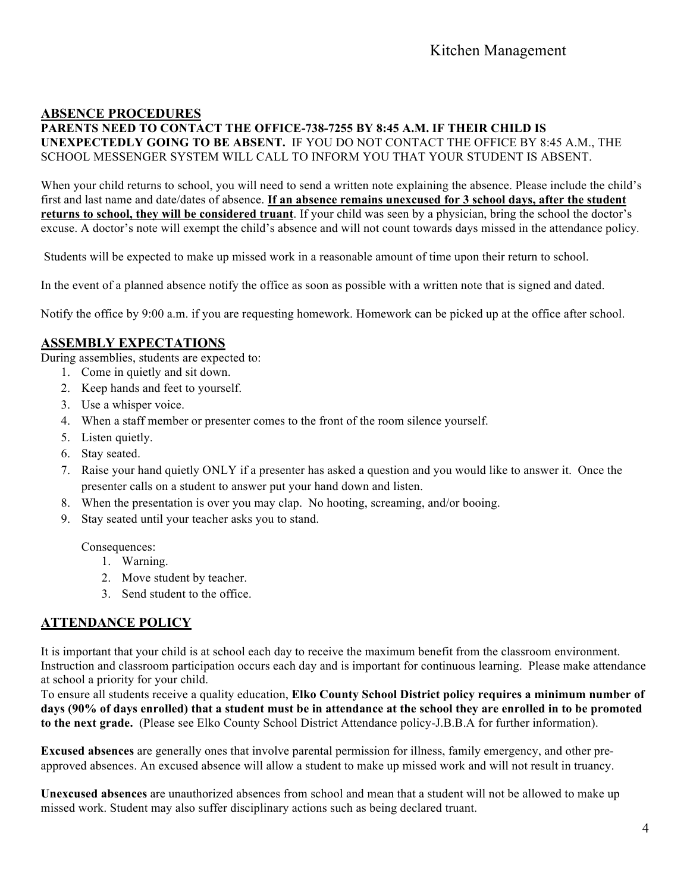## ABSENCE PROCEDURES

**PARENTS NEED TO CONTACT THE OFFICE-738-7255 BY 8:45 A.M. IF THEIR CHILD IS UNEXPECTEDLY GOING TO BE ABSENT.** IF YOU DO NOT CONTACT THE OFFICE BY 8:45 A.M., THE SCHOOL MESSENGER SYSTEM WILL CALL TO INFORM YOU THAT YOUR STUDENT IS ABSENT.

When your child returns to school, you will need to send a written note explaining the absence. Please include the child's first and last name and date/dates of absence. **If an absence remains unexcused for 3 school days, after the student returns to school, they will be considered truant**. If your child was seen by a physician, bring the school the doctor's excuse. A doctor's note will exempt the child's absence and will not count towards days missed in the attendance policy.

Students will be expected to make up missed work in a reasonable amount of time upon their return to school.

In the event of a planned absence notify the office as soon as possible with a written note that is signed and dated.

Notify the office by 9:00 a.m. if you are requesting homework. Homework can be picked up at the office after school.

## ASSEMBLY EXPECTATIONS

During assemblies, students are expected to:

1. Come in quietly and sit down.
2. Keep hands and feet to yourself.
3. Use a whisper voice.
4. When a staff member or presenter comes to the front of the room silence yourself.
5. Listen quietly.
6. Stay seated.
7. Raise your hand quietly ONLY if a presenter has asked a question and you would like to answer it. Once the presenter calls on a student to answer put your hand down and listen.
8. When the presentation is over you may clap. No hooting, screaming, and/or booing.
9. Stay seated until your teacher asks you to stand.

Consequences:

1. Warning.
2. Move student by teacher.
3. Send student to the office.

## ATTENDANCE POLICY

It is important that your child is at school each day to receive the maximum benefit from the classroom environment. Instruction and classroom participation occurs each day and is important for continuous learning. Please make attendance at school a priority for your child.

To ensure all students receive a quality education, **Elko County School District policy requires a minimum number of days (90% of days enrolled) that a student must be in attendance at the school they are enrolled in to be promoted to the next grade.** (Please see Elko County School District Attendance policy-J.B.B.A for further information).

**Excused absences** are generally ones that involve parental permission for illness, family emergency, and other pre-approved absences. An excused absence will allow a student to make up missed work and will not result in truancy.

**Unexcused absences** are unauthorized absences from school and mean that a student will not be allowed to make up missed work. Student may also suffer disciplinary actions such as being declared truant.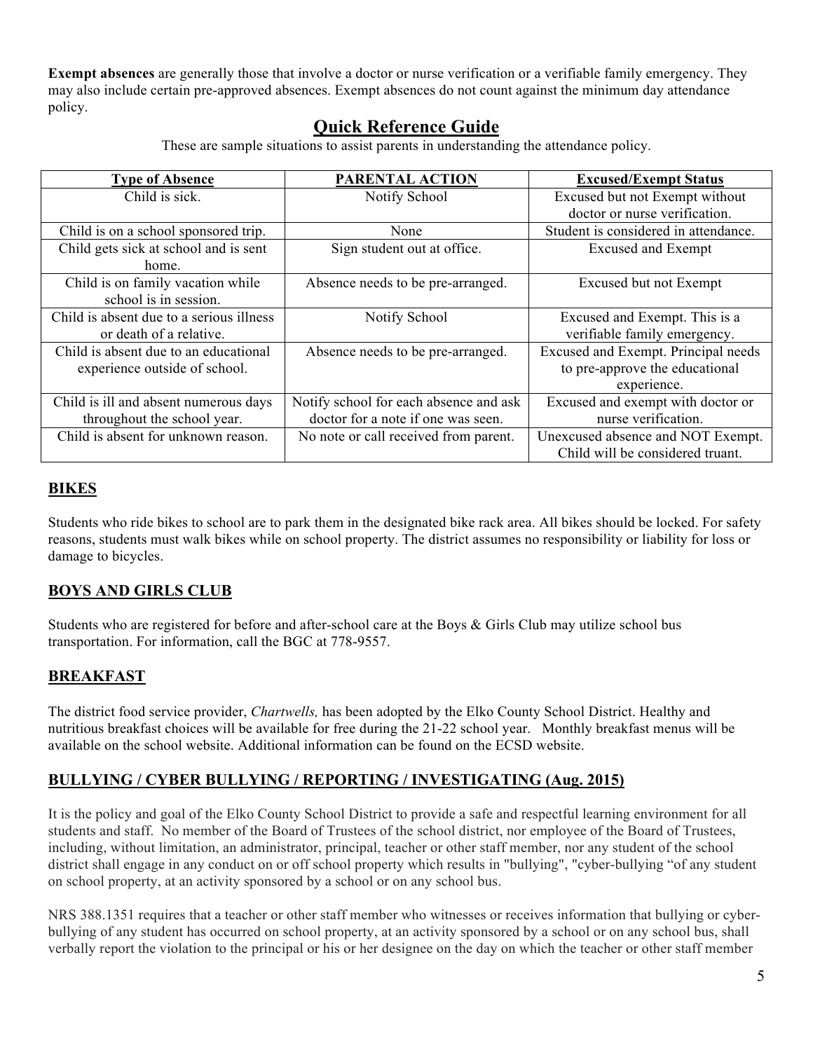**Exempt absences** are generally those that involve a doctor or nurse verification or a verifiable family emergency. They may also include certain pre-approved absences. Exempt absences do not count against the minimum day attendance policy.

## Quick Reference Guide

These are sample situations to assist parents in understanding the attendance policy.

| Type of Absence | PARENTAL ACTION | Excused/Exempt Status |
|---|---|---|
| Child is sick. | Notify School | Excused but not Exempt without doctor or nurse verification. |
| Child is on a school sponsored trip. | None | Student is considered in attendance. |
| Child gets sick at school and is sent home. | Sign student out at office. | Excused and Exempt |
| Child is on family vacation while school is in session. | Absence needs to be pre-arranged. | Excused but not Exempt |
| Child is absent due to a serious illness or death of a relative. | Notify School | Excused and Exempt. This is a verifiable family emergency. |
| Child is absent due to an educational experience outside of school. | Absence needs to be pre-arranged. | Excused and Exempt. Principal needs to pre-approve the educational experience. |
| Child is ill and absent numerous days throughout the school year. | Notify school for each absence and ask doctor for a note if one was seen. | Excused and exempt with doctor or nurse verification. |
| Child is absent for unknown reason. | No note or call received from parent. | Unexcused absence and NOT Exempt. Child will be considered truant. |

## BIKES

Students who ride bikes to school are to park them in the designated bike rack area. All bikes should be locked. For safety reasons, students must walk bikes while on school property. The district assumes no responsibility or liability for loss or damage to bicycles.

## BOYS AND GIRLS CLUB

Students who are registered for before and after-school care at the Boys & Girls Club may utilize school bus transportation. For information, call the BGC at 778-9557.

## BREAKFAST

The district food service provider, *Chartwells,* has been adopted by the Elko County School District. Healthy and nutritious breakfast choices will be available for free during the 21-22 school year. Monthly breakfast menus will be available on the school website. Additional information can be found on the ECSD website.

## BULLYING / CYBER BULLYING / REPORTING / INVESTIGATING (Aug. 2015)

It is the policy and goal of the Elko County School District to provide a safe and respectful learning environment for all students and staff. No member of the Board of Trustees of the school district, nor employee of the Board of Trustees, including, without limitation, an administrator, principal, teacher or other staff member, nor any student of the school district shall engage in any conduct on or off school property which results in "bullying", "cyber-bullying "of any student on school property, at an activity sponsored by a school or on any school bus.

NRS 388.1351 requires that a teacher or other staff member who witnesses or receives information that bullying or cyber-bullying of any student has occurred on school property, at an activity sponsored by a school or on any school bus, shall verbally report the violation to the principal or his or her designee on the day on which the teacher or other staff member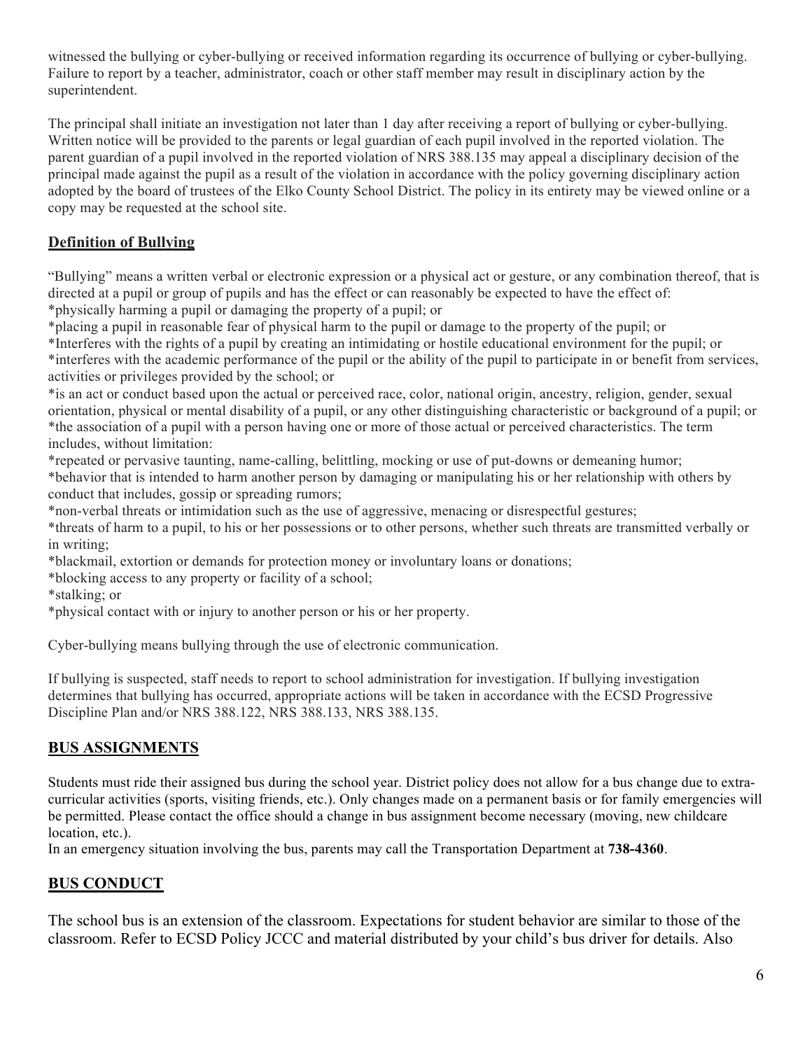witnessed the bullying or cyber-bullying or received information regarding its occurrence of bullying or cyber-bullying. Failure to report by a teacher, administrator, coach or other staff member may result in disciplinary action by the superintendent.

The principal shall initiate an investigation not later than 1 day after receiving a report of bullying or cyber-bullying. Written notice will be provided to the parents or legal guardian of each pupil involved in the reported violation. The parent guardian of a pupil involved in the reported violation of NRS 388.135 may appeal a disciplinary decision of the principal made against the pupil as a result of the violation in accordance with the policy governing disciplinary action adopted by the board of trustees of the Elko County School District. The policy in its entirety may be viewed online or a copy may be requested at the school site.

## Definition of Bullying

"Bullying" means a written verbal or electronic expression or a physical act or gesture, or any combination thereof, that is directed at a pupil or group of pupils and has the effect or can reasonably be expected to have the effect of:
*physically harming a pupil or damaging the property of a pupil; or
*placing a pupil in reasonable fear of physical harm to the pupil or damage to the property of the pupil; or
*Interferes with the rights of a pupil by creating an intimidating or hostile educational environment for the pupil; or
*interferes with the academic performance of the pupil or the ability of the pupil to participate in or benefit from services, activities or privileges provided by the school; or
*is an act or conduct based upon the actual or perceived race, color, national origin, ancestry, religion, gender, sexual orientation, physical or mental disability of a pupil, or any other distinguishing characteristic or background of a pupil; or
*the association of a pupil with a person having one or more of those actual or perceived characteristics. The term includes, without limitation:
*repeated or pervasive taunting, name-calling, belittling, mocking or use of put-downs or demeaning humor;
*behavior that is intended to harm another person by damaging or manipulating his or her relationship with others by conduct that includes, gossip or spreading rumors;
*non-verbal threats or intimidation such as the use of aggressive, menacing or disrespectful gestures;
*threats of harm to a pupil, to his or her possessions or to other persons, whether such threats are transmitted verbally or in writing;
*blackmail, extortion or demands for protection money or involuntary loans or donations;
*blocking access to any property or facility of a school;
*stalking; or
*physical contact with or injury to another person or his or her property.

Cyber-bullying means bullying through the use of electronic communication.

If bullying is suspected, staff needs to report to school administration for investigation. If bullying investigation determines that bullying has occurred, appropriate actions will be taken in accordance with the ECSD Progressive Discipline Plan and/or NRS 388.122, NRS 388.133, NRS 388.135.

## BUS ASSIGNMENTS

Students must ride their assigned bus during the school year. District policy does not allow for a bus change due to extra-curricular activities (sports, visiting friends, etc.). Only changes made on a permanent basis or for family emergencies will be permitted. Please contact the office should a change in bus assignment become necessary (moving, new childcare location, etc.).
In an emergency situation involving the bus, parents may call the Transportation Department at **738-4360**.

## BUS CONDUCT

The school bus is an extension of the classroom. Expectations for student behavior are similar to those of the classroom. Refer to ECSD Policy JCCC and material distributed by your child's bus driver for details. Also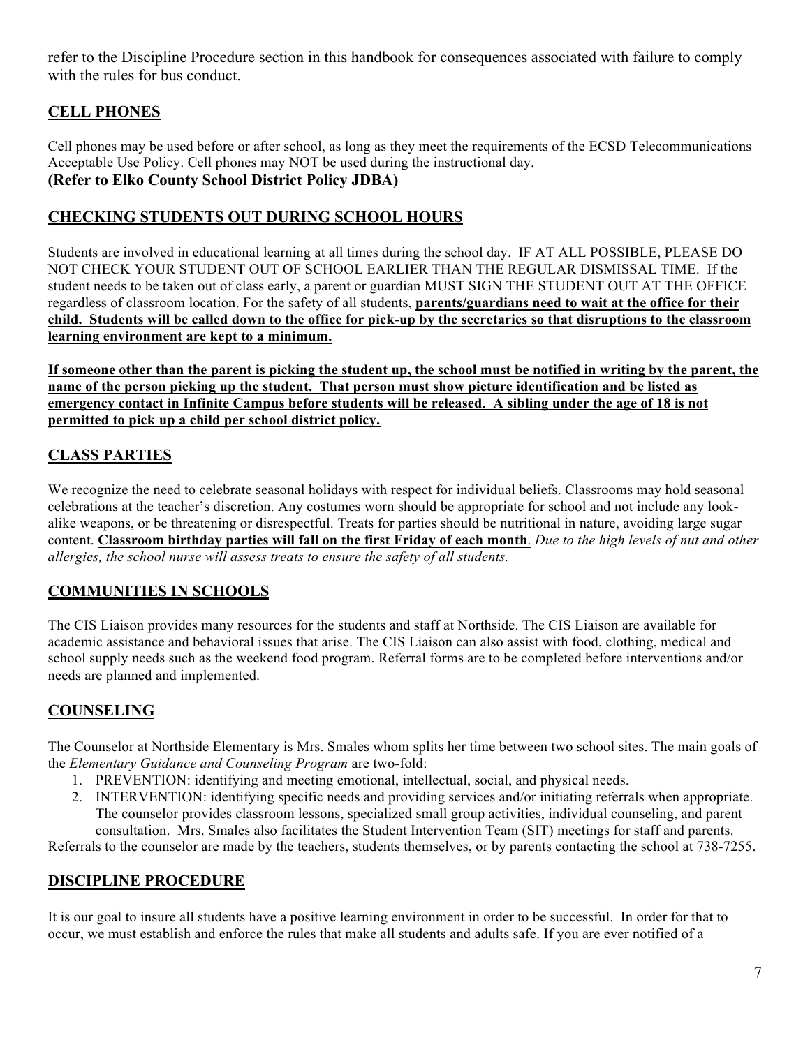refer to the Discipline Procedure section in this handbook for consequences associated with failure to comply with the rules for bus conduct.

## CELL PHONES

Cell phones may be used before or after school, as long as they meet the requirements of the ECSD Telecommunications Acceptable Use Policy. Cell phones may NOT be used during the instructional day.
**(Refer to Elko County School District Policy JDBA)**

## CHECKING STUDENTS OUT DURING SCHOOL HOURS

Students are involved in educational learning at all times during the school day. IF AT ALL POSSIBLE, PLEASE DO NOT CHECK YOUR STUDENT OUT OF SCHOOL EARLIER THAN THE REGULAR DISMISSAL TIME. If the student needs to be taken out of class early, a parent or guardian MUST SIGN THE STUDENT OUT AT THE OFFICE regardless of classroom location. For the safety of all students, **parents/guardians need to wait at the office for their child. Students will be called down to the office for pick-up by the secretaries so that disruptions to the classroom learning environment are kept to a minimum.**

**If someone other than the parent is picking the student up, the school must be notified in writing by the parent, the name of the person picking up the student. That person must show picture identification and be listed as emergency contact in Infinite Campus before students will be released. A sibling under the age of 18 is not permitted to pick up a child per school district policy.**

## CLASS PARTIES

We recognize the need to celebrate seasonal holidays with respect for individual beliefs. Classrooms may hold seasonal celebrations at the teacher's discretion. Any costumes worn should be appropriate for school and not include any look-alike weapons, or be threatening or disrespectful. Treats for parties should be nutritional in nature, avoiding large sugar content. **Classroom birthday parties will fall on the first Friday of each month**. *Due to the high levels of nut and other allergies, the school nurse will assess treats to ensure the safety of all students.*

## COMMUNITIES IN SCHOOLS

The CIS Liaison provides many resources for the students and staff at Northside. The CIS Liaison are available for academic assistance and behavioral issues that arise. The CIS Liaison can also assist with food, clothing, medical and school supply needs such as the weekend food program. Referral forms are to be completed before interventions and/or needs are planned and implemented.

## COUNSELING

The Counselor at Northside Elementary is Mrs. Smales whom splits her time between two school sites. The main goals of the *Elementary Guidance and Counseling Program* are two-fold:

1. PREVENTION: identifying and meeting emotional, intellectual, social, and physical needs.
2. INTERVENTION: identifying specific needs and providing services and/or initiating referrals when appropriate. The counselor provides classroom lessons, specialized small group activities, individual counseling, and parent consultation. Mrs. Smales also facilitates the Student Intervention Team (SIT) meetings for staff and parents.

Referrals to the counselor are made by the teachers, students themselves, or by parents contacting the school at 738-7255.

## DISCIPLINE PROCEDURE

It is our goal to insure all students have a positive learning environment in order to be successful. In order for that to occur, we must establish and enforce the rules that make all students and adults safe. If you are ever notified of a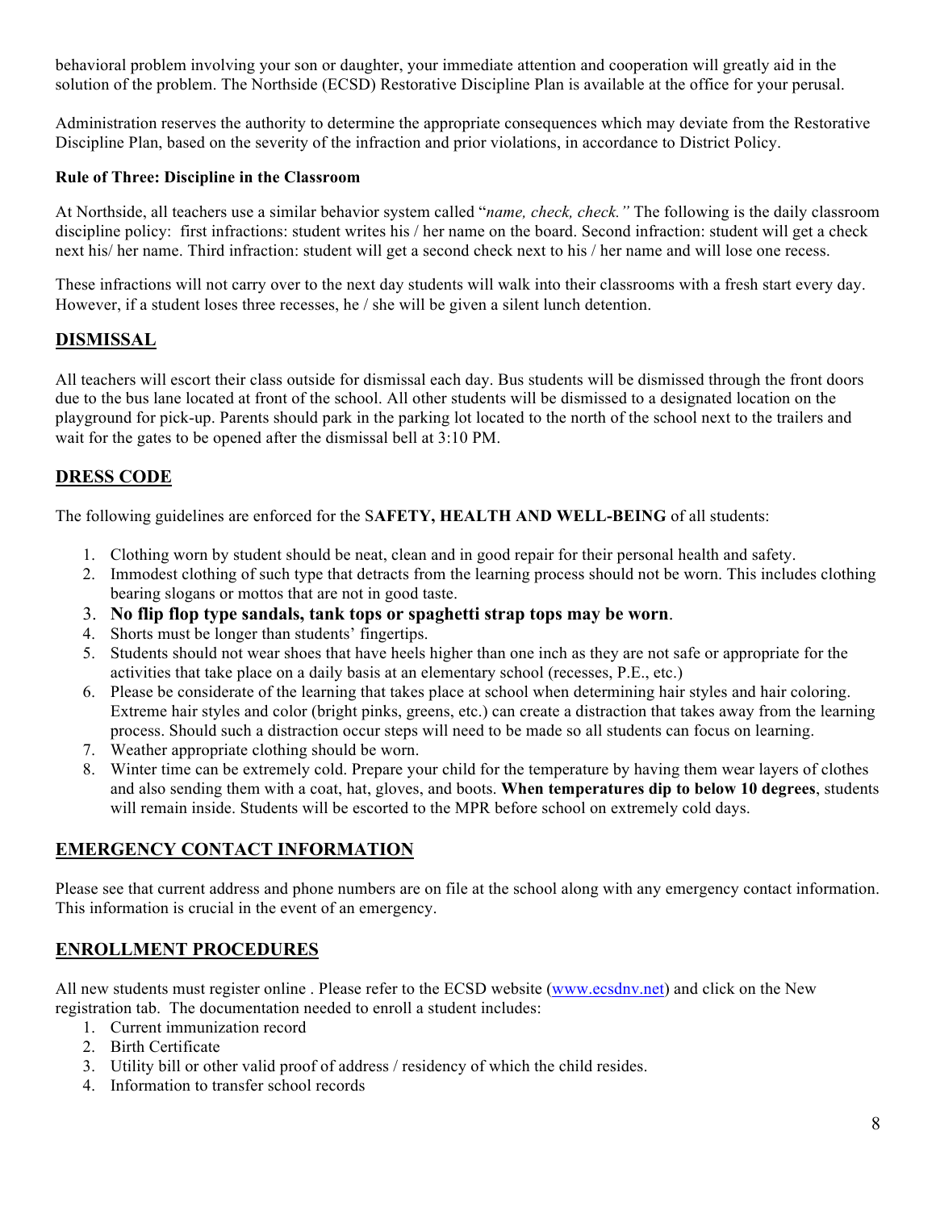behavioral problem involving your son or daughter, your immediate attention and cooperation will greatly aid in the solution of the problem. The Northside (ECSD) Restorative Discipline Plan is available at the office for your perusal.

Administration reserves the authority to determine the appropriate consequences which may deviate from the Restorative Discipline Plan, based on the severity of the infraction and prior violations, in accordance to District Policy.

**Rule of Three: Discipline in the Classroom**

At Northside, all teachers use a similar behavior system called "*name, check, check.*" The following is the daily classroom discipline policy: first infractions: student writes his / her name on the board. Second infraction: student will get a check next his/ her name. Third infraction: student will get a second check next to his / her name and will lose one recess.

These infractions will not carry over to the next day students will walk into their classrooms with a fresh start every day. However, if a student loses three recesses, he / she will be given a silent lunch detention.

## DISMISSAL

All teachers will escort their class outside for dismissal each day. Bus students will be dismissed through the front doors due to the bus lane located at front of the school. All other students will be dismissed to a designated location on the playground for pick-up. Parents should park in the parking lot located to the north of the school next to the trailers and wait for the gates to be opened after the dismissal bell at 3:10 PM.

## DRESS CODE

The following guidelines are enforced for the S**AFETY, HEALTH AND WELL-BEING** of all students:

1. Clothing worn by student should be neat, clean and in good repair for their personal health and safety.
2. Immodest clothing of such type that detracts from the learning process should not be worn. This includes clothing bearing slogans or mottos that are not in good taste.
3. **No flip flop type sandals, tank tops or spaghetti strap tops may be worn**.
4. Shorts must be longer than students' fingertips.
5. Students should not wear shoes that have heels higher than one inch as they are not safe or appropriate for the activities that take place on a daily basis at an elementary school (recesses, P.E., etc.)
6. Please be considerate of the learning that takes place at school when determining hair styles and hair coloring. Extreme hair styles and color (bright pinks, greens, etc.) can create a distraction that takes away from the learning process. Should such a distraction occur steps will need to be made so all students can focus on learning.
7. Weather appropriate clothing should be worn.
8. Winter time can be extremely cold. Prepare your child for the temperature by having them wear layers of clothes and also sending them with a coat, hat, gloves, and boots. **When temperatures dip to below 10 degrees**, students will remain inside. Students will be escorted to the MPR before school on extremely cold days.

## EMERGENCY CONTACT INFORMATION

Please see that current address and phone numbers are on file at the school along with any emergency contact information. This information is crucial in the event of an emergency.

## ENROLLMENT PROCEDURES

All new students must register online . Please refer to the ECSD website (www.ecsdnv.net) and click on the New registration tab. The documentation needed to enroll a student includes:

1. Current immunization record
2. Birth Certificate
3. Utility bill or other valid proof of address / residency of which the child resides.
4. Information to transfer school records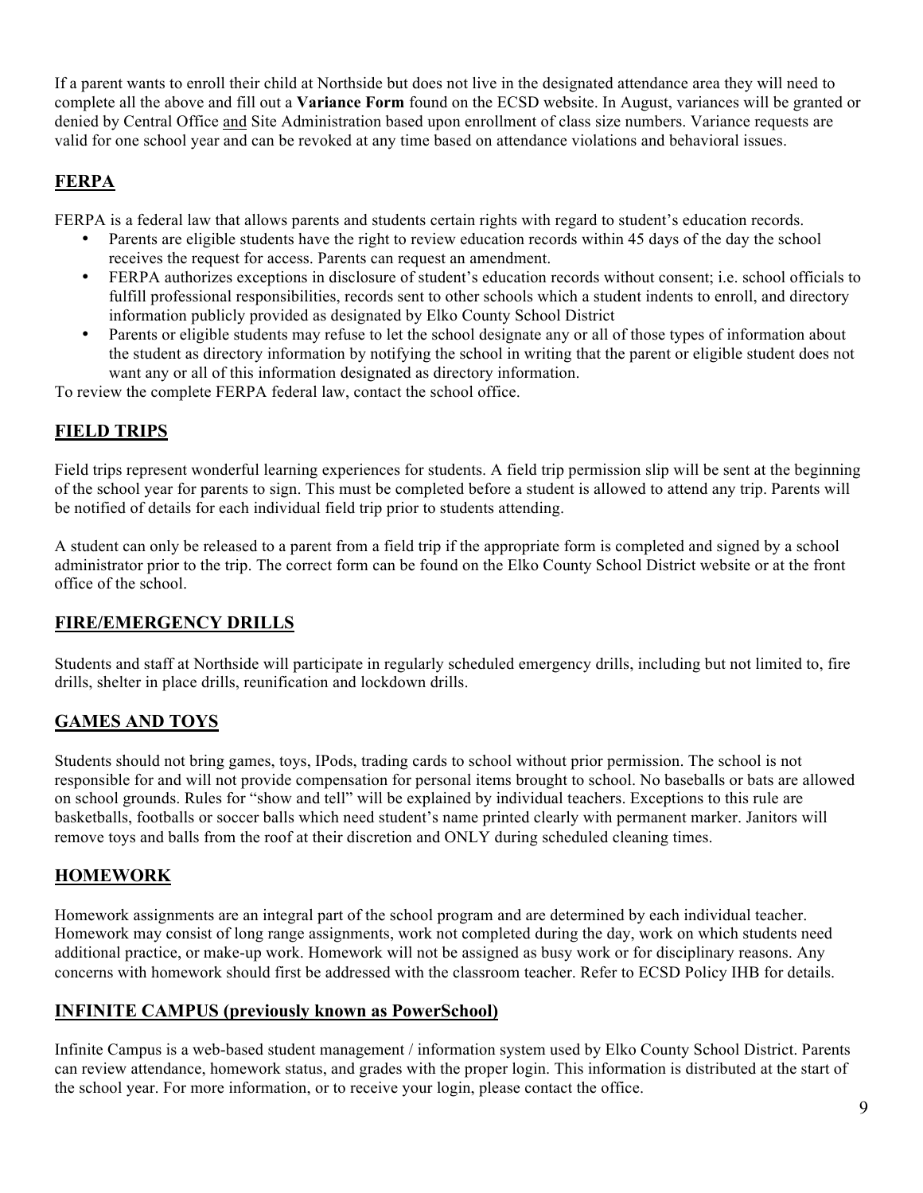If a parent wants to enroll their child at Northside but does not live in the designated attendance area they will need to complete all the above and fill out a **Variance Form** found on the ECSD website. In August, variances will be granted or denied by Central Office and Site Administration based upon enrollment of class size numbers. Variance requests are valid for one school year and can be revoked at any time based on attendance violations and behavioral issues.

## FERPA

FERPA is a federal law that allows parents and students certain rights with regard to student's education records.

- Parents are eligible students have the right to review education records within 45 days of the day the school receives the request for access. Parents can request an amendment.
- FERPA authorizes exceptions in disclosure of student's education records without consent; i.e. school officials to fulfill professional responsibilities, records sent to other schools which a student indents to enroll, and directory information publicly provided as designated by Elko County School District
- Parents or eligible students may refuse to let the school designate any or all of those types of information about the student as directory information by notifying the school in writing that the parent or eligible student does not want any or all of this information designated as directory information.

To review the complete FERPA federal law, contact the school office.

## FIELD TRIPS

Field trips represent wonderful learning experiences for students. A field trip permission slip will be sent at the beginning of the school year for parents to sign. This must be completed before a student is allowed to attend any trip. Parents will be notified of details for each individual field trip prior to students attending.

A student can only be released to a parent from a field trip if the appropriate form is completed and signed by a school administrator prior to the trip. The correct form can be found on the Elko County School District website or at the front office of the school.

## FIRE/EMERGENCY DRILLS

Students and staff at Northside will participate in regularly scheduled emergency drills, including but not limited to, fire drills, shelter in place drills, reunification and lockdown drills.

## GAMES AND TOYS

Students should not bring games, toys, IPods, trading cards to school without prior permission. The school is not responsible for and will not provide compensation for personal items brought to school. No baseballs or bats are allowed on school grounds. Rules for "show and tell" will be explained by individual teachers. Exceptions to this rule are basketballs, footballs or soccer balls which need student's name printed clearly with permanent marker. Janitors will remove toys and balls from the roof at their discretion and ONLY during scheduled cleaning times.

## HOMEWORK

Homework assignments are an integral part of the school program and are determined by each individual teacher. Homework may consist of long range assignments, work not completed during the day, work on which students need additional practice, or make-up work. Homework will not be assigned as busy work or for disciplinary reasons. Any concerns with homework should first be addressed with the classroom teacher. Refer to ECSD Policy IHB for details.

## INFINITE CAMPUS (previously known as PowerSchool)

Infinite Campus is a web-based student management / information system used by Elko County School District. Parents can review attendance, homework status, and grades with the proper login. This information is distributed at the start of the school year. For more information, or to receive your login, please contact the office.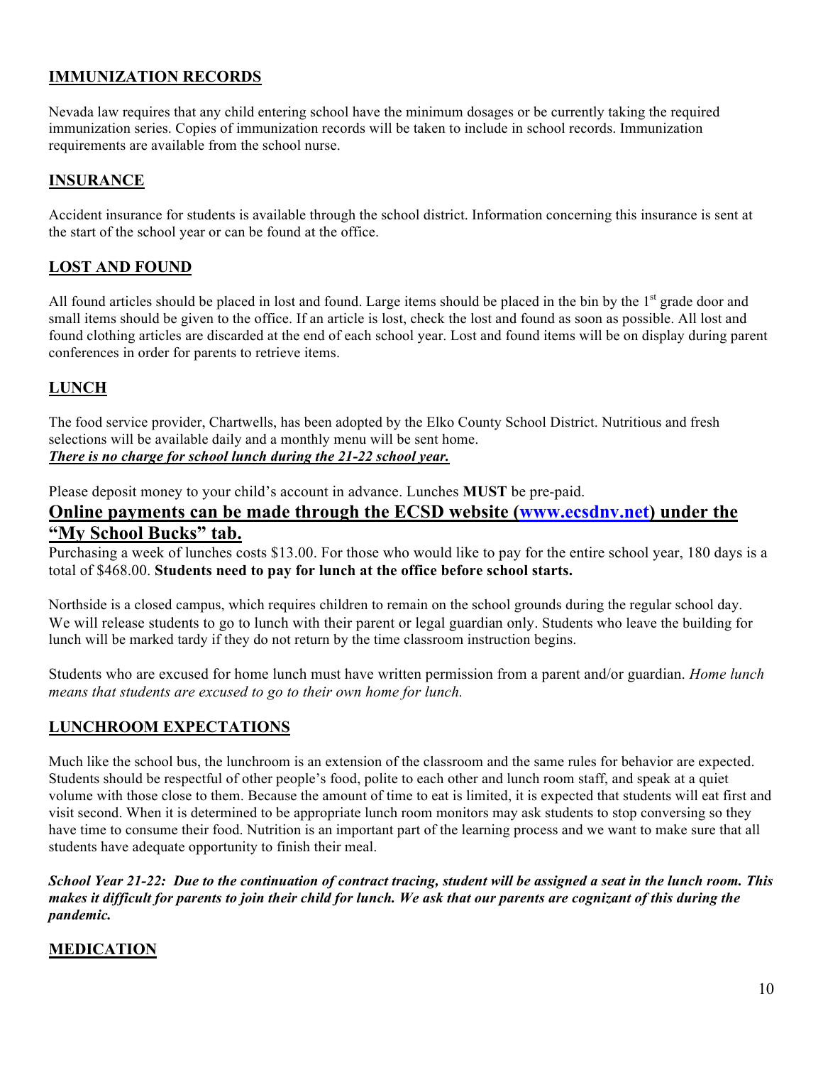## IMMUNIZATION RECORDS

Nevada law requires that any child entering school have the minimum dosages or be currently taking the required immunization series. Copies of immunization records will be taken to include in school records. Immunization requirements are available from the school nurse.

## INSURANCE

Accident insurance for students is available through the school district. Information concerning this insurance is sent at the start of the school year or can be found at the office.

## LOST AND FOUND

All found articles should be placed in lost and found. Large items should be placed in the bin by the 1st grade door and small items should be given to the office. If an article is lost, check the lost and found as soon as possible. All lost and found clothing articles are discarded at the end of each school year. Lost and found items will be on display during parent conferences in order for parents to retrieve items.

## LUNCH

The food service provider, Chartwells, has been adopted by the Elko County School District. Nutritious and fresh selections will be available daily and a monthly menu will be sent home.
***There is no charge for school lunch during the 21-22 school year.***

Please deposit money to your child's account in advance. Lunches **MUST** be pre-paid.

**Online payments can be made through the ECSD website (www.ecsdnv.net) under the "My School Bucks" tab.**

Purchasing a week of lunches costs $13.00. For those who would like to pay for the entire school year, 180 days is a total of $468.00. **Students need to pay for lunch at the office before school starts.**

Northside is a closed campus, which requires children to remain on the school grounds during the regular school day. We will release students to go to lunch with their parent or legal guardian only. Students who leave the building for lunch will be marked tardy if they do not return by the time classroom instruction begins.

Students who are excused for home lunch must have written permission from a parent and/or guardian. *Home lunch means that students are excused to go to their own home for lunch.*

## LUNCHROOM EXPECTATIONS

Much like the school bus, the lunchroom is an extension of the classroom and the same rules for behavior are expected. Students should be respectful of other people's food, polite to each other and lunch room staff, and speak at a quiet volume with those close to them. Because the amount of time to eat is limited, it is expected that students will eat first and visit second. When it is determined to be appropriate lunch room monitors may ask students to stop conversing so they have time to consume their food. Nutrition is an important part of the learning process and we want to make sure that all students have adequate opportunity to finish their meal.

***School Year 21-22: Due to the continuation of contract tracing, student will be assigned a seat in the lunch room. This makes it difficult for parents to join their child for lunch. We ask that our parents are cognizant of this during the pandemic.***

## MEDICATION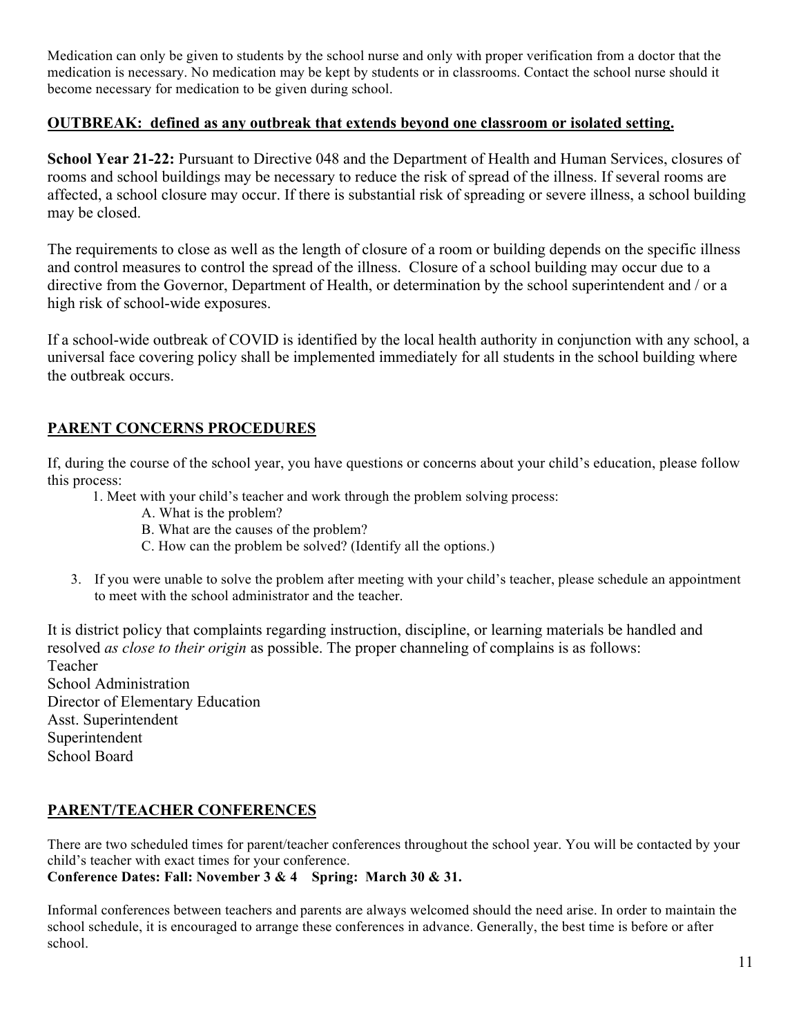Medication can only be given to students by the school nurse and only with proper verification from a doctor that the medication is necessary. No medication may be kept by students or in classrooms. Contact the school nurse should it become necessary for medication to be given during school.

## OUTBREAK: defined as any outbreak that extends beyond one classroom or isolated setting.

**School Year 21-22:** Pursuant to Directive 048 and the Department of Health and Human Services, closures of rooms and school buildings may be necessary to reduce the risk of spread of the illness. If several rooms are affected, a school closure may occur. If there is substantial risk of spreading or severe illness, a school building may be closed.

The requirements to close as well as the length of closure of a room or building depends on the specific illness and control measures to control the spread of the illness. Closure of a school building may occur due to a directive from the Governor, Department of Health, or determination by the school superintendent and / or a high risk of school-wide exposures.

If a school-wide outbreak of COVID is identified by the local health authority in conjunction with any school, a universal face covering policy shall be implemented immediately for all students in the school building where the outbreak occurs.

## PARENT CONCERNS PROCEDURES

If, during the course of the school year, you have questions or concerns about your child's education, please follow this process:

1. Meet with your child's teacher and work through the problem solving process:
   - A. What is the problem?
   - B. What are the causes of the problem?
   - C. How can the problem be solved? (Identify all the options.)

3. If you were unable to solve the problem after meeting with your child's teacher, please schedule an appointment to meet with the school administrator and the teacher.

It is district policy that complaints regarding instruction, discipline, or learning materials be handled and resolved *as close to their origin* as possible. The proper channeling of complains is as follows:
Teacher
School Administration
Director of Elementary Education
Asst. Superintendent
Superintendent
School Board

## PARENT/TEACHER CONFERENCES

There are two scheduled times for parent/teacher conferences throughout the school year. You will be contacted by your child's teacher with exact times for your conference.
**Conference Dates: Fall: November 3 & 4 Spring: March 30 & 31.**

Informal conferences between teachers and parents are always welcomed should the need arise. In order to maintain the school schedule, it is encouraged to arrange these conferences in advance. Generally, the best time is before or after school.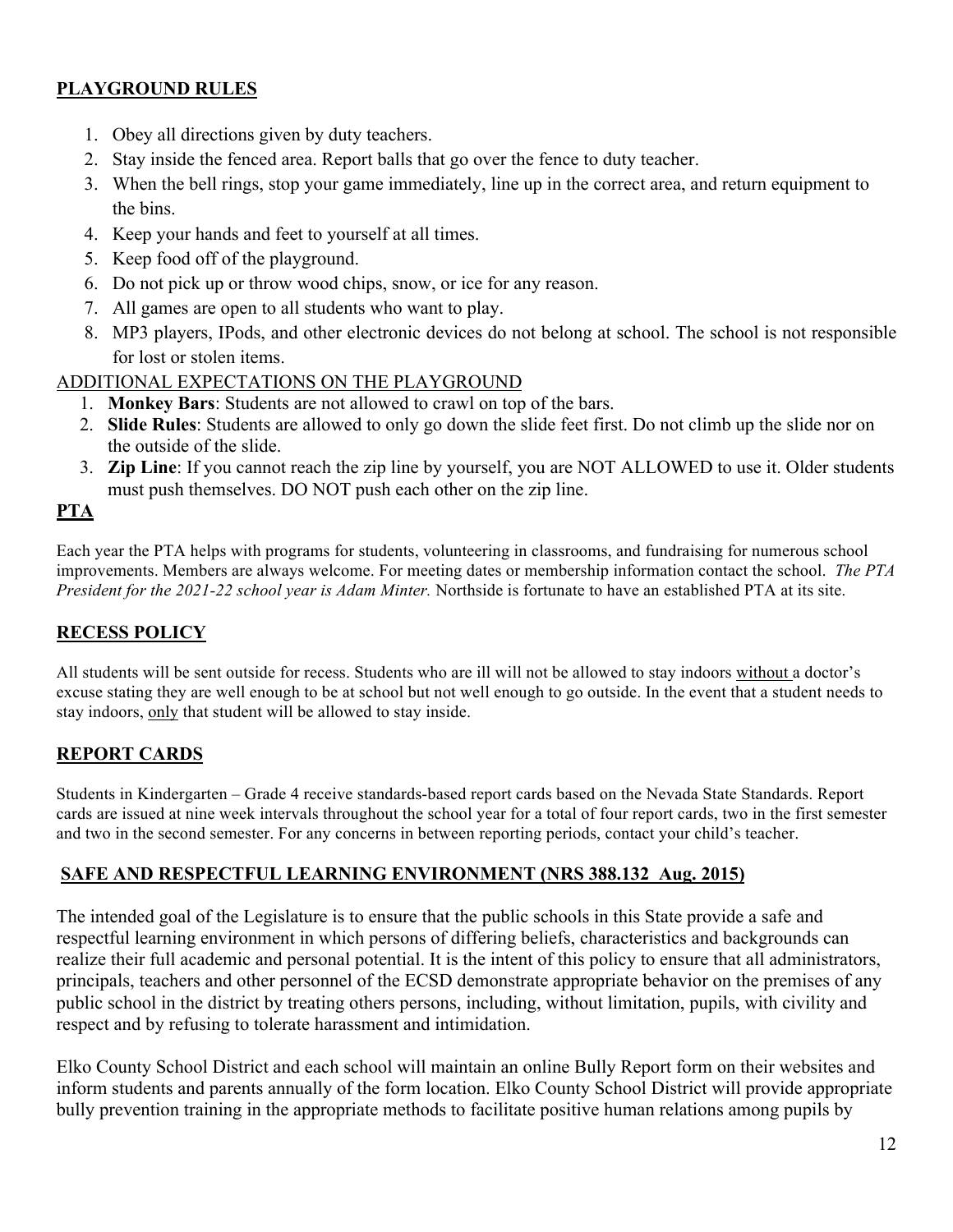## PLAYGROUND RULES

1. Obey all directions given by duty teachers.
2. Stay inside the fenced area. Report balls that go over the fence to duty teacher.
3. When the bell rings, stop your game immediately, line up in the correct area, and return equipment to the bins.
4. Keep your hands and feet to yourself at all times.
5. Keep food off of the playground.
6. Do not pick up or throw wood chips, snow, or ice for any reason.
7. All games are open to all students who want to play.
8. MP3 players, IPods, and other electronic devices do not belong at school. The school is not responsible for lost or stolen items.

ADDITIONAL EXPECTATIONS ON THE PLAYGROUND

1. **Monkey Bars**: Students are not allowed to crawl on top of the bars.
2. **Slide Rules**: Students are allowed to only go down the slide feet first. Do not climb up the slide nor on the outside of the slide.
3. **Zip Line**: If you cannot reach the zip line by yourself, you are NOT ALLOWED to use it. Older students must push themselves. DO NOT push each other on the zip line.

## PTA

Each year the PTA helps with programs for students, volunteering in classrooms, and fundraising for numerous school improvements. Members are always welcome. For meeting dates or membership information contact the school. *The PTA President for the 2021-22 school year is Adam Minter.* Northside is fortunate to have an established PTA at its site.

## RECESS POLICY

All students will be sent outside for recess. Students who are ill will not be allowed to stay indoors without a doctor's excuse stating they are well enough to be at school but not well enough to go outside. In the event that a student needs to stay indoors, only that student will be allowed to stay inside.

## REPORT CARDS

Students in Kindergarten – Grade 4 receive standards-based report cards based on the Nevada State Standards. Report cards are issued at nine week intervals throughout the school year for a total of four report cards, two in the first semester and two in the second semester. For any concerns in between reporting periods, contact your child's teacher.

## SAFE AND RESPECTFUL LEARNING ENVIRONMENT (NRS 388.132 Aug. 2015)

The intended goal of the Legislature is to ensure that the public schools in this State provide a safe and respectful learning environment in which persons of differing beliefs, characteristics and backgrounds can realize their full academic and personal potential. It is the intent of this policy to ensure that all administrators, principals, teachers and other personnel of the ECSD demonstrate appropriate behavior on the premises of any public school in the district by treating others persons, including, without limitation, pupils, with civility and respect and by refusing to tolerate harassment and intimidation.

Elko County School District and each school will maintain an online Bully Report form on their websites and inform students and parents annually of the form location. Elko County School District will provide appropriate bully prevention training in the appropriate methods to facilitate positive human relations among pupils by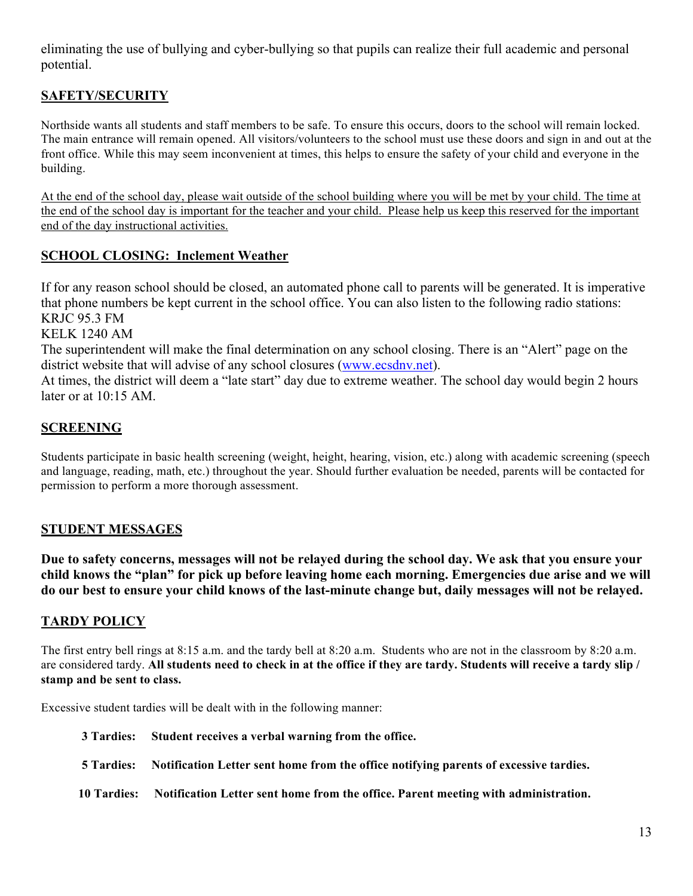eliminating the use of bullying and cyber-bullying so that pupils can realize their full academic and personal potential.

## SAFETY/SECURITY

Northside wants all students and staff members to be safe. To ensure this occurs, doors to the school will remain locked. The main entrance will remain opened. All visitors/volunteers to the school must use these doors and sign in and out at the front office. While this may seem inconvenient at times, this helps to ensure the safety of your child and everyone in the building.

At the end of the school day, please wait outside of the school building where you will be met by your child. The time at the end of the school day is important for the teacher and your child. Please help us keep this reserved for the important end of the day instructional activities.

## SCHOOL CLOSING: Inclement Weather

If for any reason school should be closed, an automated phone call to parents will be generated. It is imperative that phone numbers be kept current in the school office. You can also listen to the following radio stations:
KRJC 95.3 FM
KELK 1240 AM
The superintendent will make the final determination on any school closing. There is an "Alert" page on the district website that will advise of any school closures (www.ecsdnv.net).
At times, the district will deem a "late start" day due to extreme weather. The school day would begin 2 hours later or at 10:15 AM.

## SCREENING

Students participate in basic health screening (weight, height, hearing, vision, etc.) along with academic screening (speech and language, reading, math, etc.) throughout the year. Should further evaluation be needed, parents will be contacted for permission to perform a more thorough assessment.

## STUDENT MESSAGES

**Due to safety concerns, messages will not be relayed during the school day. We ask that you ensure your child knows the "plan" for pick up before leaving home each morning. Emergencies due arise and we will do our best to ensure your child knows of the last-minute change but, daily messages will not be relayed.**

## TARDY POLICY

The first entry bell rings at 8:15 a.m. and the tardy bell at 8:20 a.m. Students who are not in the classroom by 8:20 a.m. are considered tardy. **All students need to check in at the office if they are tardy. Students will receive a tardy slip / stamp and be sent to class.**

Excessive student tardies will be dealt with in the following manner:

**3 Tardies:** **Student receives a verbal warning from the office.**

**5 Tardies:** **Notification Letter sent home from the office notifying parents of excessive tardies.**

**10 Tardies:** **Notification Letter sent home from the office. Parent meeting with administration.**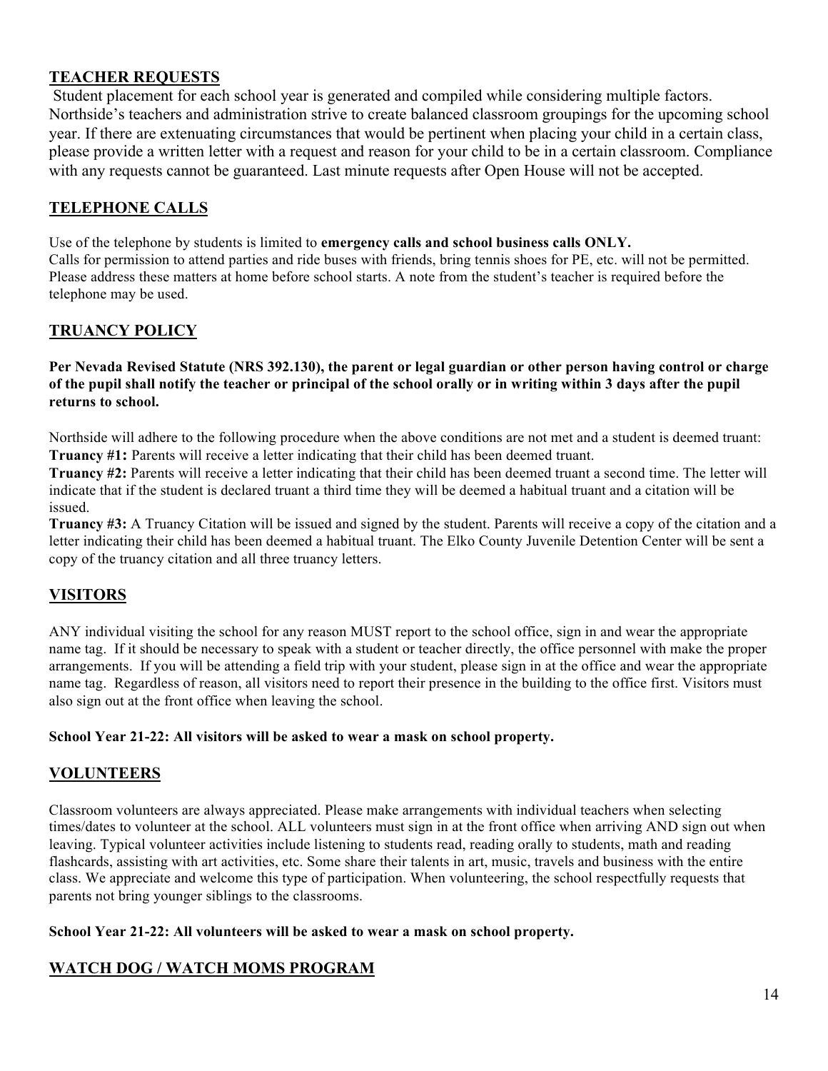## TEACHER REQUESTS

Student placement for each school year is generated and compiled while considering multiple factors. Northside's teachers and administration strive to create balanced classroom groupings for the upcoming school year. If there are extenuating circumstances that would be pertinent when placing your child in a certain class, please provide a written letter with a request and reason for your child to be in a certain classroom. Compliance with any requests cannot be guaranteed. Last minute requests after Open House will not be accepted.

## TELEPHONE CALLS

Use of the telephone by students is limited to **emergency calls and school business calls ONLY.**
Calls for permission to attend parties and ride buses with friends, bring tennis shoes for PE, etc. will not be permitted. Please address these matters at home before school starts. A note from the student's teacher is required before the telephone may be used.

## TRUANCY POLICY

**Per Nevada Revised Statute (NRS 392.130), the parent or legal guardian or other person having control or charge of the pupil shall notify the teacher or principal of the school orally or in writing within 3 days after the pupil returns to school.**

Northside will adhere to the following procedure when the above conditions are not met and a student is deemed truant:
**Truancy #1:** Parents will receive a letter indicating that their child has been deemed truant.
**Truancy #2:** Parents will receive a letter indicating that their child has been deemed truant a second time. The letter will indicate that if the student is declared truant a third time they will be deemed a habitual truant and a citation will be issued.
**Truancy #3:** A Truancy Citation will be issued and signed by the student. Parents will receive a copy of the citation and a letter indicating their child has been deemed a habitual truant. The Elko County Juvenile Detention Center will be sent a copy of the truancy citation and all three truancy letters.

## VISITORS

ANY individual visiting the school for any reason MUST report to the school office, sign in and wear the appropriate name tag. If it should be necessary to speak with a student or teacher directly, the office personnel with make the proper arrangements. If you will be attending a field trip with your student, please sign in at the office and wear the appropriate name tag. Regardless of reason, all visitors need to report their presence in the building to the office first. Visitors must also sign out at the front office when leaving the school.

**School Year 21-22: All visitors will be asked to wear a mask on school property.**

## VOLUNTEERS

Classroom volunteers are always appreciated. Please make arrangements with individual teachers when selecting times/dates to volunteer at the school. ALL volunteers must sign in at the front office when arriving AND sign out when leaving. Typical volunteer activities include listening to students read, reading orally to students, math and reading flashcards, assisting with art activities, etc. Some share their talents in art, music, travels and business with the entire class. We appreciate and welcome this type of participation. When volunteering, the school respectfully requests that parents not bring younger siblings to the classrooms.

**School Year 21-22: All volunteers will be asked to wear a mask on school property.**

## WATCH DOG / WATCH MOMS PROGRAM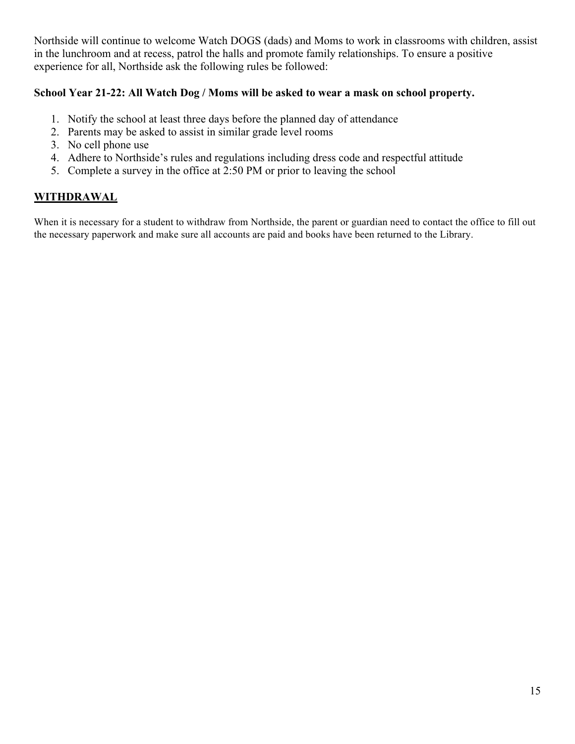Northside will continue to welcome Watch DOGS (dads) and Moms to work in classrooms with children, assist in the lunchroom and at recess, patrol the halls and promote family relationships. To ensure a positive experience for all, Northside ask the following rules be followed:

**School Year 21-22: All Watch Dog / Moms will be asked to wear a mask on school property.**

1. Notify the school at least three days before the planned day of attendance
2. Parents may be asked to assist in similar grade level rooms
3. No cell phone use
4. Adhere to Northside's rules and regulations including dress code and respectful attitude
5. Complete a survey in the office at 2:50 PM or prior to leaving the school

## WITHDRAWAL

When it is necessary for a student to withdraw from Northside, the parent or guardian need to contact the office to fill out the necessary paperwork and make sure all accounts are paid and books have been returned to the Library.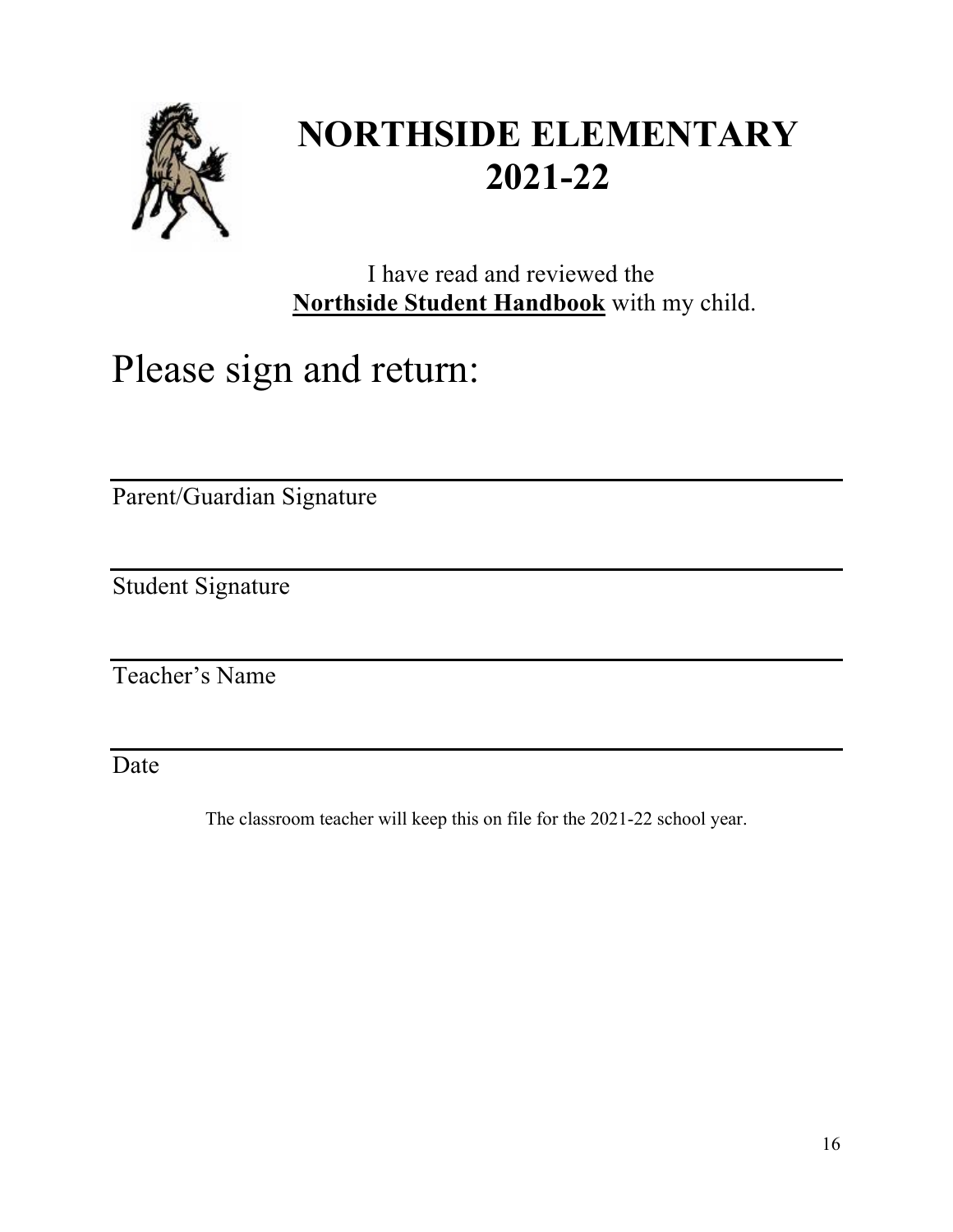# NORTHSIDE ELEMENTARY 2021-22

I have read and reviewed the **Northside Student Handbook** with my child.

Please sign and return:

\_\_\_\_\_\_\_\_\_\_\_\_\_\_\_\_\_\_\_\_\_\_\_\_\_\_\_\_\_\_\_\_\_\_\_\_\_\_\_\_
Parent/Guardian Signature

\_\_\_\_\_\_\_\_\_\_\_\_\_\_\_\_\_\_\_\_\_\_\_\_\_\_\_\_\_\_\_\_\_\_\_\_\_\_\_\_
Student Signature

\_\_\_\_\_\_\_\_\_\_\_\_\_\_\_\_\_\_\_\_\_\_\_\_\_\_\_\_\_\_\_\_\_\_\_\_\_\_\_\_
Teacher's Name

\_\_\_\_\_\_\_\_\_\_\_\_\_\_\_\_\_\_\_\_\_\_\_\_\_\_\_\_\_\_\_\_\_\_\_\_\_\_\_\_
Date

The classroom teacher will keep this on file for the 2021-22 school year.